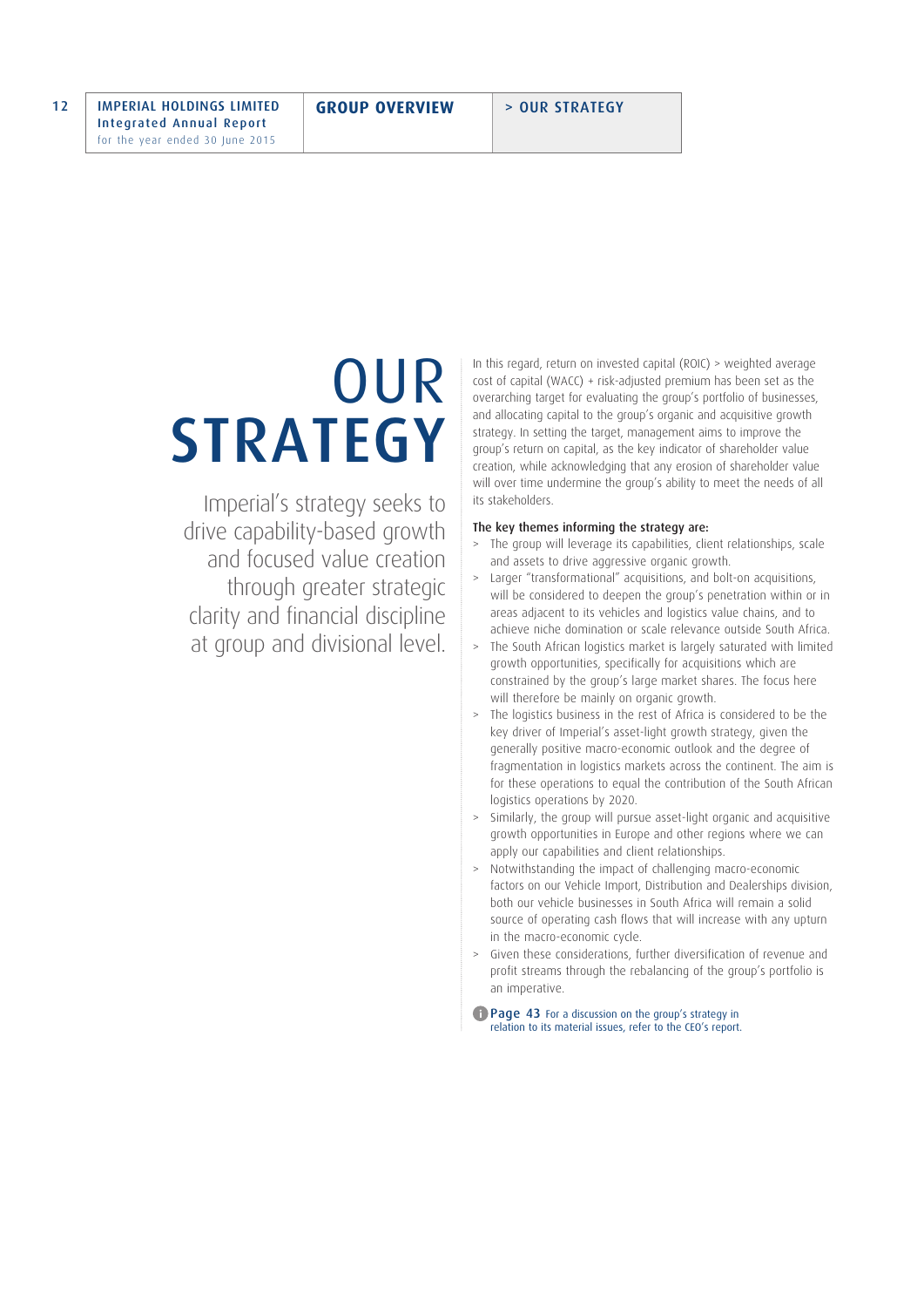# OUR STRATEGY

Imperial's strategy seeks to drive capability-based growth and focused value creation through greater strategic clarity and financial discipline at group and divisional level.

In this regard, return on invested capital (ROIC) > weighted average cost of capital (WACC) + risk-adjusted premium has been set as the overarching target for evaluating the group's portfolio of businesses, and allocating capital to the group's organic and acquisitive growth strategy. In setting the target, management aims to improve the group's return on capital, as the key indicator of shareholder value creation, while acknowledging that any erosion of shareholder value will over time undermine the group's ability to meet the needs of all its stakeholders.

**The key themes informing the strategy are:**

- The group will leverage its capabilities, client relationships, scale and assets to drive aggressive organic growth.
- Larger "transformational" acquisitions, and bolt-on acquisitions, will be considered to deepen the group's penetration within or in areas adjacent to its vehicles and logistics value chains, and to achieve niche domination or scale relevance outside South Africa.
- The South African logistics market is largely saturated with limited growth opportunities, specifically for acquisitions which are constrained by the group's large market shares. The focus here will therefore be mainly on organic growth.
- The logistics business in the rest of Africa is considered to be the key driver of Imperial's asset-light growth strategy, given the generally positive macro-economic outlook and the degree of fragmentation in logistics markets across the continent. The aim is for these operations to equal the contribution of the South African logistics operations by 2020.
- Similarly, the group will pursue asset-light organic and acquisitive growth opportunities in Europe and other regions where we can apply our capabilities and client relationships.
- Notwithstanding the impact of challenging macro-economic factors on our Vehicle Import, Distribution and Dealerships division, both our vehicle businesses in South Africa will remain a solid source of operating cash flows that will increase with any upturn in the macro-economic cycle.
- Given these considerations, further diversification of revenue and profit streams through the rebalancing of the group's portfolio is an imperative.

Page 43 For a discussion on the group's strategy in relation to its material issues, refer to the CEO's report.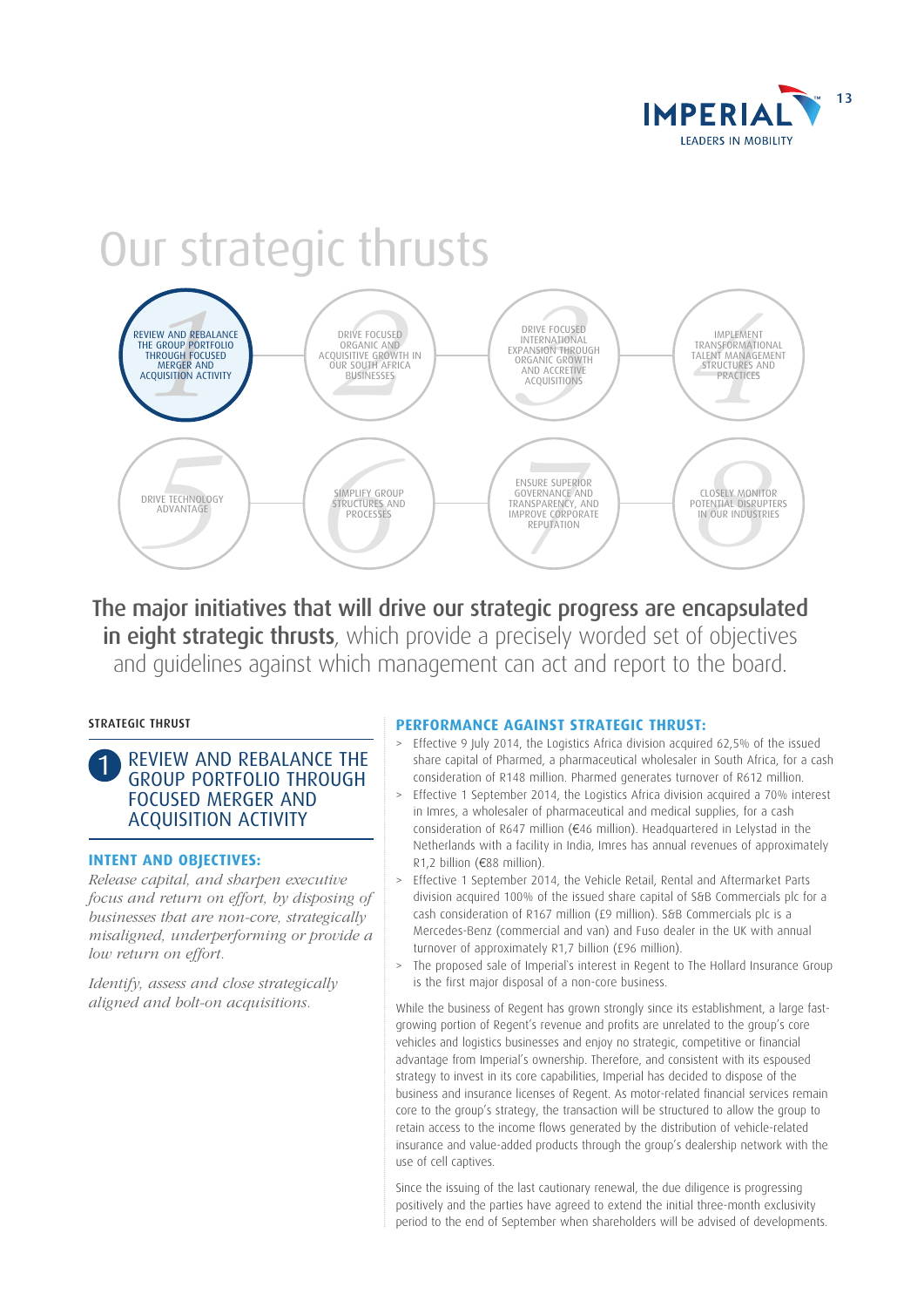# Our strategic thrusts

1. REVIEW AND REBALANCE THE GROUP PORTFOLIO THROUGH FOCUSED MERGER AND ACQUISITION ACTIVITY
2. DRIVE FOCUSED ORGANIC AND ACQUISITIVE GROWTH IN OUR SOUTH AFRICA BUSINESSES
3. DRIVE FOCUSED INTERNATIONAL EXPANSION THROUGH ORGANIC GROWTH AND ACCRETIVE ACQUISITIONS
4. IMPLEMENT TRANSFORMATIONAL TALENT MANAGEMENT STRUCTURES AND PRACTICES
5. DRIVE TECHNOLOGY ADVANTAGE
6. SIMPLIFY GROUP STRUCTURES AND PROCESSES
7. ENSURE SUPERIOR GOVERNANCE AND TRANSPARENCY, AND IMPROVE CORPORATE REPUTATION
8. CLOSELY MONITOR POTENTIAL DISRUPTERS IN OUR INDUSTRIES

**The major initiatives that will drive our strategic progress are encapsulated in eight strategic thrusts**, which provide a precisely worded set of objectives and guidelines against which management can act and report to the board.

STRATEGIC THRUST

## 1 REVIEW AND REBALANCE THE GROUP PORTFOLIO THROUGH FOCUSED MERGER AND ACQUISITION ACTIVITY

### INTENT AND OBJECTIVES:

*Release capital, and sharpen executive focus and return on effort, by disposing of businesses that are non-core, strategically misaligned, underperforming or provide a low return on effort.*

*Identify, assess and close strategically aligned and bolt-on acquisitions.*

### PERFORMANCE AGAINST STRATEGIC THRUST:

- Effective 9 July 2014, the Logistics Africa division acquired 62,5% of the issued share capital of Pharmed, a pharmaceutical wholesaler in South Africa, for a cash consideration of R148 million. Pharmed generates turnover of R612 million.
- Effective 1 September 2014, the Logistics Africa division acquired a 70% interest in Imres, a wholesaler of pharmaceutical and medical supplies, for a cash consideration of R647 million (€46 million). Headquartered in Lelystad in the Netherlands with a facility in India, Imres has annual revenues of approximately R1,2 billion (€88 million).
- Effective 1 September 2014, the Vehicle Retail, Rental and Aftermarket Parts division acquired 100% of the issued share capital of S&B Commercials plc for a cash consideration of R167 million (£9 million). S&B Commercials plc is a Mercedes-Benz (commercial and van) and Fuso dealer in the UK with annual turnover of approximately R1,7 billion (£96 million).
- The proposed sale of Imperial's interest in Regent to The Hollard Insurance Group is the first major disposal of a non-core business.

While the business of Regent has grown strongly since its establishment, a large fast-growing portion of Regent's revenue and profits are unrelated to the group's core vehicles and logistics businesses and enjoy no strategic, competitive or financial advantage from Imperial's ownership. Therefore, and consistent with its espoused strategy to invest in its core capabilities, Imperial has decided to dispose of the business and insurance licenses of Regent. As motor-related financial services remain core to the group's strategy, the transaction will be structured to allow the group to retain access to the income flows generated by the distribution of vehicle-related insurance and value-added products through the group's dealership network with the use of cell captives.

Since the issuing of the last cautionary renewal, the due diligence is progressing positively and the parties have agreed to extend the initial three-month exclusivity period to the end of September when shareholders will be advised of developments.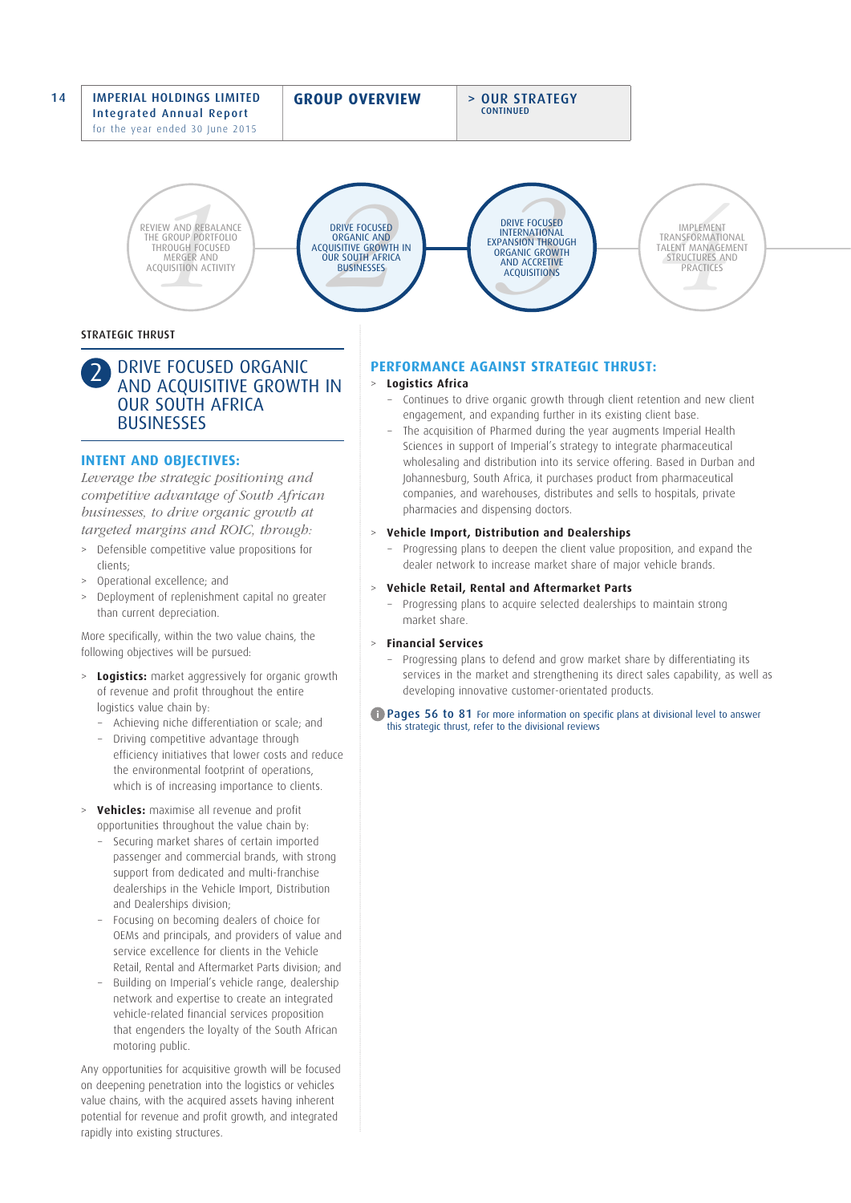REVIEW AND REBALANCE THE GROUP PORTFOLIO THROUGH FOCUSED MERGER AND ACQUISITION ACTIVITY

DRIVE FOCUSED ORGANIC AND ACQUISITIVE GROWTH IN OUR SOUTH AFRICA BUSINESSES

DRIVE FOCUSED INTERNATIONAL EXPANSION THROUGH ORGANIC GROWTH AND ACCRETIVE ACQUISITIONS

IMPLEMENT TRANSFORMATIONAL TALENT MANAGEMENT STRUCTURES AND PRACTICES

STRATEGIC THRUST

## 2 DRIVE FOCUSED ORGANIC AND ACQUISITIVE GROWTH IN OUR SOUTH AFRICA BUSINESSES

### INTENT AND OBJECTIVES:

*Leverage the strategic positioning and competitive advantage of South African businesses, to drive organic growth at targeted margins and ROIC, through:*

- Defensible competitive value propositions for clients;
- Operational excellence; and
- Deployment of replenishment capital no greater than current depreciation.

More specifically, within the two value chains, the following objectives will be pursued:

- **Logistics:** market aggressively for organic growth of revenue and profit throughout the entire logistics value chain by:
  - Achieving niche differentiation or scale; and
  - Driving competitive advantage through efficiency initiatives that lower costs and reduce the environmental footprint of operations, which is of increasing importance to clients.
- **Vehicles:** maximise all revenue and profit opportunities throughout the value chain by:
  - Securing market shares of certain imported passenger and commercial brands, with strong support from dedicated and multi-franchise dealerships in the Vehicle Import, Distribution and Dealerships division;
  - Focusing on becoming dealers of choice for OEMs and principals, and providers of value and service excellence for clients in the Vehicle Retail, Rental and Aftermarket Parts division; and
  - Building on Imperial's vehicle range, dealership network and expertise to create an integrated vehicle-related financial services proposition that engenders the loyalty of the South African motoring public.

Any opportunities for acquisitive growth will be focused on deepening penetration into the logistics or vehicles value chains, with the acquired assets having inherent potential for revenue and profit growth, and integrated rapidly into existing structures.

### PERFORMANCE AGAINST STRATEGIC THRUST:

- **Logistics Africa**
  - Continues to drive organic growth through client retention and new client engagement, and expanding further in its existing client base.
  - The acquisition of Pharmed during the year augments Imperial Health Sciences in support of Imperial's strategy to integrate pharmaceutical wholesaling and distribution into its service offering. Based in Durban and Johannesburg, South Africa, it purchases product from pharmaceutical companies, and warehouses, distributes and sells to hospitals, private pharmacies and dispensing doctors.
- **Vehicle Import, Distribution and Dealerships**
  - Progressing plans to deepen the client value proposition, and expand the dealer network to increase market share of major vehicle brands.
- **Vehicle Retail, Rental and Aftermarket Parts**
  - Progressing plans to acquire selected dealerships to maintain strong market share.
- **Financial Services**
  - Progressing plans to defend and grow market share by differentiating its services in the market and strengthening its direct sales capability, as well as developing innovative customer-orientated products.

**Pages 56 to 81** For more information on specific plans at divisional level to answer this strategic thrust, refer to the divisional reviews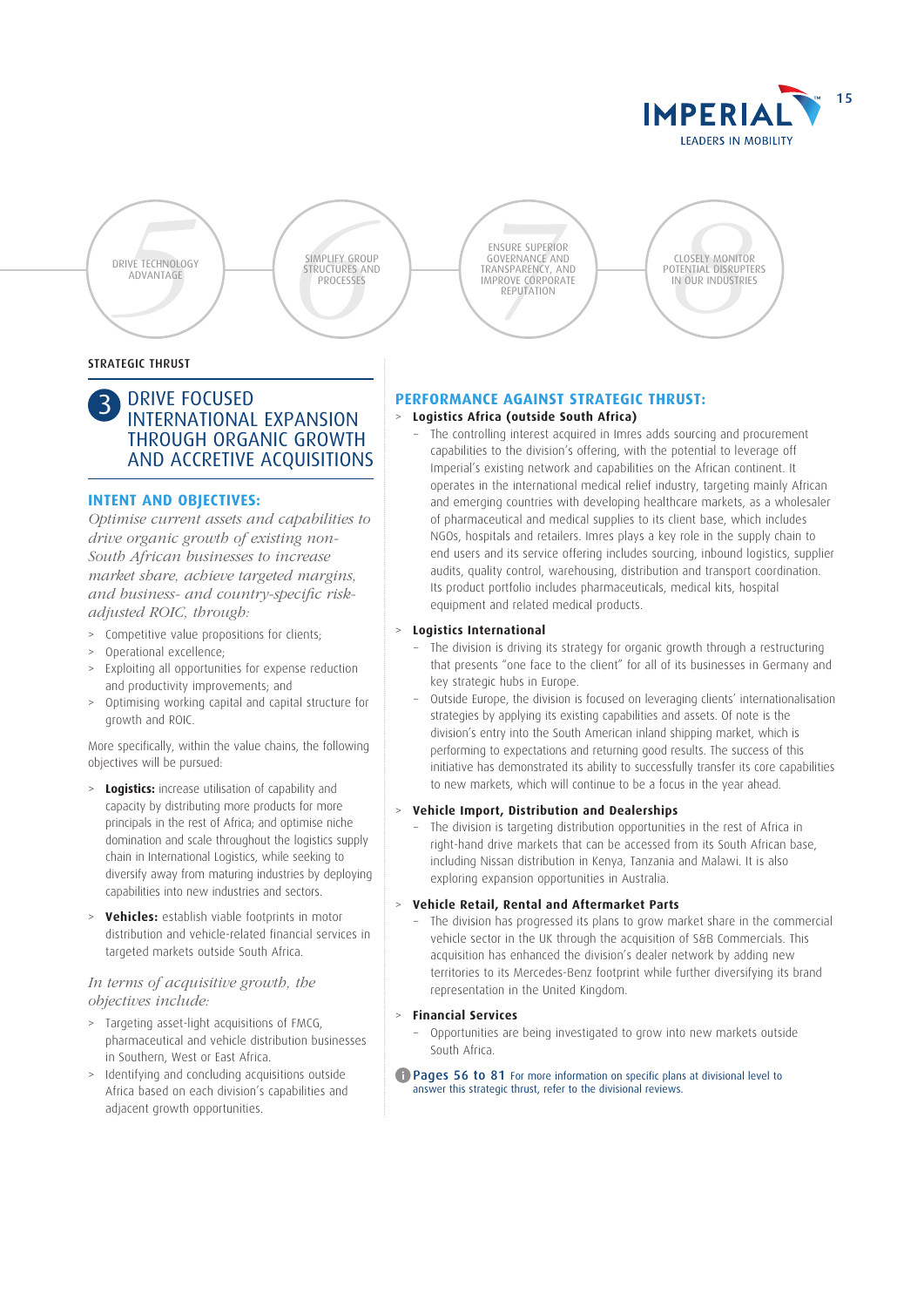5 DRIVE TECHNOLOGY ADVANTAGE

6 SIMPLIFY GROUP STRUCTURES AND PROCESSES

7 ENSURE SUPERIOR GOVERNANCE AND TRANSPARENCY, AND IMPROVE CORPORATE REPUTATION

8 CLOSELY MONITOR POTENTIAL DISRUPTERS IN OUR INDUSTRIES

STRATEGIC THRUST

## 3 DRIVE FOCUSED INTERNATIONAL EXPANSION THROUGH ORGANIC GROWTH AND ACCRETIVE ACQUISITIONS

### INTENT AND OBJECTIVES:

*Optimise current assets and capabilities to drive organic growth of existing non-South African businesses to increase market share, achieve targeted margins, and business- and country-specific risk-adjusted ROIC, through:*

- Competitive value propositions for clients;
- Operational excellence;
- Exploiting all opportunities for expense reduction and productivity improvements; and
- Optimising working capital and capital structure for growth and ROIC.

More specifically, within the value chains, the following objectives will be pursued:

- **Logistics:** increase utilisation of capability and capacity by distributing more products for more principals in the rest of Africa; and optimise niche domination and scale throughout the logistics supply chain in International Logistics, while seeking to diversify away from maturing industries by deploying capabilities into new industries and sectors.
- **Vehicles:** establish viable footprints in motor distribution and vehicle-related financial services in targeted markets outside South Africa.

*In terms of acquisitive growth, the objectives include:*

- Targeting asset-light acquisitions of FMCG, pharmaceutical and vehicle distribution businesses in Southern, West or East Africa.
- Identifying and concluding acquisitions outside Africa based on each division's capabilities and adjacent growth opportunities.

### PERFORMANCE AGAINST STRATEGIC THRUST:

- **Logistics Africa (outside South Africa)**
  - The controlling interest acquired in Imres adds sourcing and procurement capabilities to the division's offering, with the potential to leverage off Imperial's existing network and capabilities on the African continent. It operates in the international medical relief industry, targeting mainly African and emerging countries with developing healthcare markets, as a wholesaler of pharmaceutical and medical supplies to its client base, which includes NGOs, hospitals and retailers. Imres plays a key role in the supply chain to end users and its service offering includes sourcing, inbound logistics, supplier audits, quality control, warehousing, distribution and transport coordination. Its product portfolio includes pharmaceuticals, medical kits, hospital equipment and related medical products.
- **Logistics International**
  - The division is driving its strategy for organic growth through a restructuring that presents "one face to the client" for all of its businesses in Germany and key strategic hubs in Europe.
  - Outside Europe, the division is focused on leveraging clients' internationalisation strategies by applying its existing capabilities and assets. Of note is the division's entry into the South American inland shipping market, which is performing to expectations and returning good results. The success of this initiative has demonstrated its ability to successfully transfer its core capabilities to new markets, which will continue to be a focus in the year ahead.
- **Vehicle Import, Distribution and Dealerships**
  - The division is targeting distribution opportunities in the rest of Africa in right-hand drive markets that can be accessed from its South African base, including Nissan distribution in Kenya, Tanzania and Malawi. It is also exploring expansion opportunities in Australia.
- **Vehicle Retail, Rental and Aftermarket Parts**
  - The division has progressed its plans to grow market share in the commercial vehicle sector in the UK through the acquisition of S&B Commercials. This acquisition has enhanced the division's dealer network by adding new territories to its Mercedes-Benz footprint while further diversifying its brand representation in the United Kingdom.
- **Financial Services**
  - Opportunities are being investigated to grow into new markets outside South Africa.

Pages 56 to 81 For more information on specific plans at divisional level to answer this strategic thrust, refer to the divisional reviews.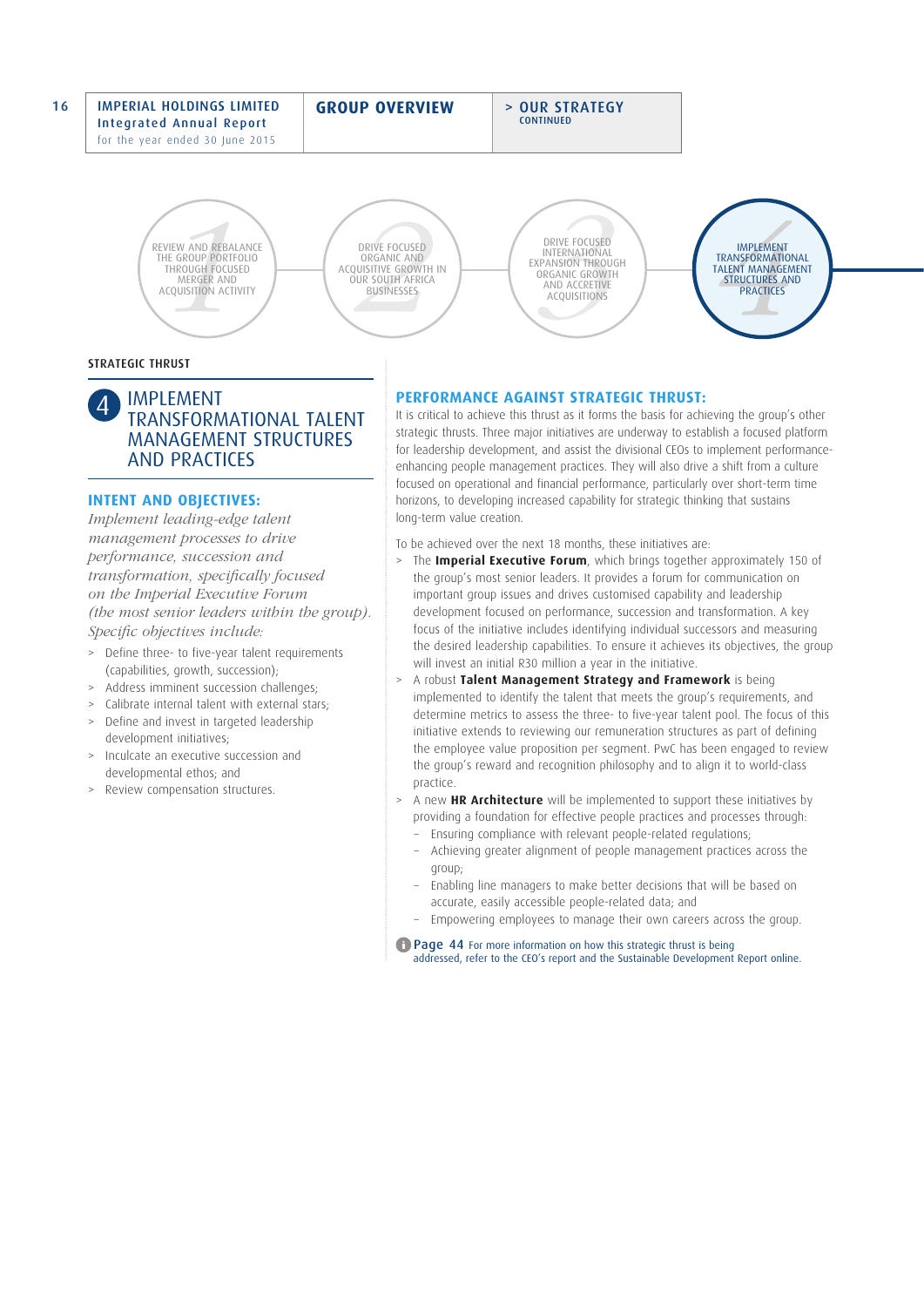REVIEW AND REBALANCE THE GROUP PORTFOLIO THROUGH FOCUSED MERGER AND ACQUISITION ACTIVITY

DRIVE FOCUSED ORGANIC AND ACQUISITIVE GROWTH IN OUR SOUTH AFRICA BUSINESSES

DRIVE FOCUSED INTERNATIONAL EXPANSION THROUGH ORGANIC GROWTH AND ACCRETIVE ACQUISITIONS

IMPLEMENT TRANSFORMATIONAL TALENT MANAGEMENT STRUCTURES AND PRACTICES

STRATEGIC THRUST

## 4 IMPLEMENT TRANSFORMATIONAL TALENT MANAGEMENT STRUCTURES AND PRACTICES

### INTENT AND OBJECTIVES:

*Implement leading-edge talent management processes to drive performance, succession and transformation, specifically focused on the Imperial Executive Forum (the most senior leaders within the group). Specific objectives include:*

- Define three- to five-year talent requirements (capabilities, growth, succession);
- Address imminent succession challenges;
- Calibrate internal talent with external stars;
- Define and invest in targeted leadership development initiatives;
- Inculcate an executive succession and developmental ethos; and
- Review compensation structures.

### PERFORMANCE AGAINST STRATEGIC THRUST:

It is critical to achieve this thrust as it forms the basis for achieving the group's other strategic thrusts. Three major initiatives are underway to establish a focused platform for leadership development, and assist the divisional CEOs to implement performance-enhancing people management practices. They will also drive a shift from a culture focused on operational and financial performance, particularly over short-term time horizons, to developing increased capability for strategic thinking that sustains long-term value creation.

To be achieved over the next 18 months, these initiatives are:

- The **Imperial Executive Forum**, which brings together approximately 150 of the group's most senior leaders. It provides a forum for communication on important group issues and drives customised capability and leadership development focused on performance, succession and transformation. A key focus of the initiative includes identifying individual successors and measuring the desired leadership capabilities. To ensure it achieves its objectives, the group will invest an initial R30 million a year in the initiative.
- A robust **Talent Management Strategy and Framework** is being implemented to identify the talent that meets the group's requirements, and determine metrics to assess the three- to five-year talent pool. The focus of this initiative extends to reviewing our remuneration structures as part of defining the employee value proposition per segment. PwC has been engaged to review the group's reward and recognition philosophy and to align it to world-class practice.
- A new **HR Architecture** will be implemented to support these initiatives by providing a foundation for effective people practices and processes through:
  - Ensuring compliance with relevant people-related regulations;
  - Achieving greater alignment of people management practices across the group;
  - Enabling line managers to make better decisions that will be based on accurate, easily accessible people-related data; and
  - Empowering employees to manage their own careers across the group.

Page 44 For more information on how this strategic thrust is being addressed, refer to the CEO's report and the Sustainable Development Report online.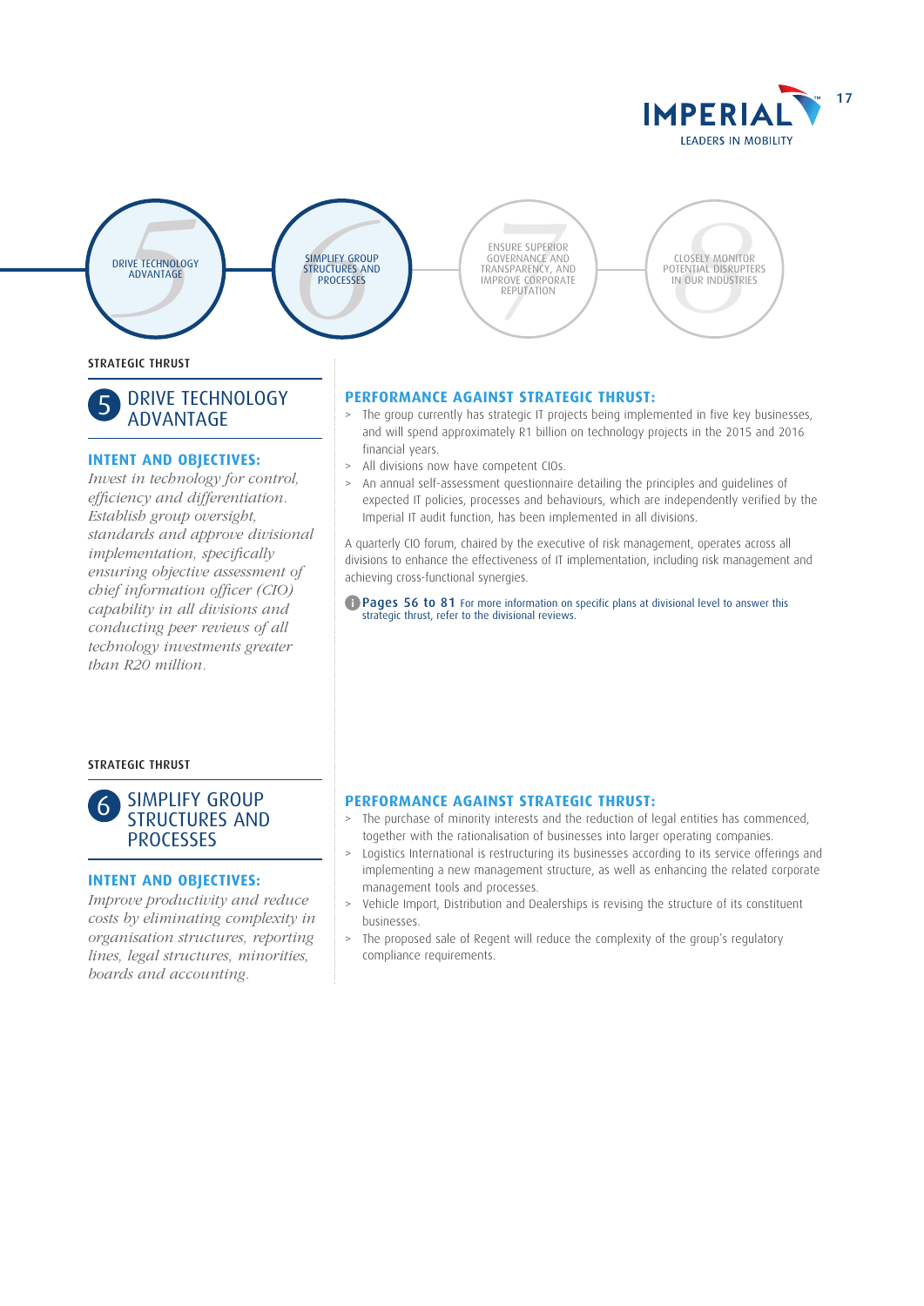DRIVE TECHNOLOGY ADVANTAGE | SIMPLIFY GROUP STRUCTURES AND PROCESSES | ENSURE SUPERIOR GOVERNANCE AND TRANSPARENCY, AND IMPROVE CORPORATE REPUTATION | CLOSELY MONITOR POTENTIAL DISRUPTERS IN OUR INDUSTRIES

STRATEGIC THRUST

## 5 DRIVE TECHNOLOGY ADVANTAGE

### INTENT AND OBJECTIVES:

*Invest in technology for control, efficiency and differentiation. Establish group oversight, standards and approve divisional implementation, specifically ensuring objective assessment of chief information officer (CIO) capability in all divisions and conducting peer reviews of all technology investments greater than R20 million.*

### PERFORMANCE AGAINST STRATEGIC THRUST:

- The group currently has strategic IT projects being implemented in five key businesses, and will spend approximately R1 billion on technology projects in the 2015 and 2016 financial years.
- All divisions now have competent CIOs.
- An annual self-assessment questionnaire detailing the principles and guidelines of expected IT policies, processes and behaviours, which are independently verified by the Imperial IT audit function, has been implemented in all divisions.

A quarterly CIO forum, chaired by the executive of risk management, operates across all divisions to enhance the effectiveness of IT implementation, including risk management and achieving cross-functional synergies.

**Pages 56 to 81** For more information on specific plans at divisional level to answer this strategic thrust, refer to the divisional reviews.

STRATEGIC THRUST

## 6 SIMPLIFY GROUP STRUCTURES AND PROCESSES

### INTENT AND OBJECTIVES:

*Improve productivity and reduce costs by eliminating complexity in organisation structures, reporting lines, legal structures, minorities, boards and accounting.*

### PERFORMANCE AGAINST STRATEGIC THRUST:

- The purchase of minority interests and the reduction of legal entities has commenced, together with the rationalisation of businesses into larger operating companies.
- Logistics International is restructuring its businesses according to its service offerings and implementing a new management structure, as well as enhancing the related corporate management tools and processes.
- Vehicle Import, Distribution and Dealerships is revising the structure of its constituent businesses.
- The proposed sale of Regent will reduce the complexity of the group's regulatory compliance requirements.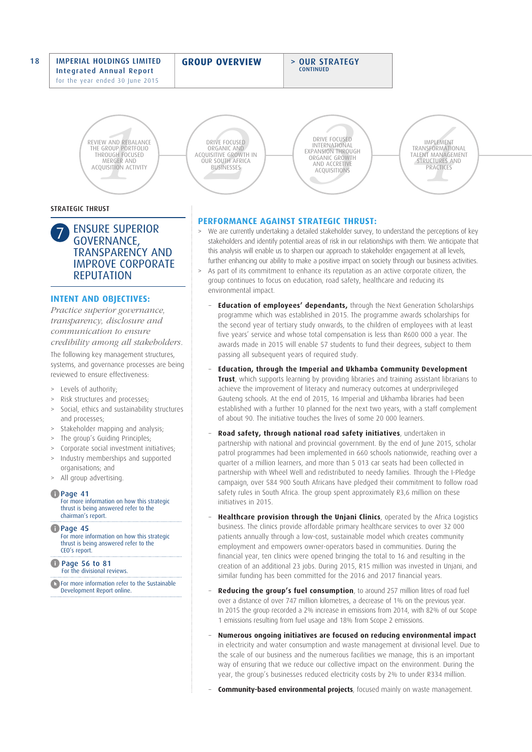REVIEW AND REBALANCE THE GROUP PORTFOLIO THROUGH FOCUSED MERGER AND ACQUISITION ACTIVITY

DRIVE FOCUSED ORGANIC AND ACQUISITIVE GROWTH IN OUR SOUTH AFRICA BUSINESSES

DRIVE FOCUSED INTERNATIONAL EXPANSION THROUGH ORGANIC GROWTH AND ACCRETIVE ACQUISITIONS

IMPLEMENT TRANSFORMATIONAL TALENT MANAGEMENT STRUCTURES AND PRACTICES

STRATEGIC THRUST

## 7 ENSURE SUPERIOR GOVERNANCE, TRANSPARENCY AND IMPROVE CORPORATE REPUTATION

### INTENT AND OBJECTIVES:

*Practice superior governance, transparency, disclosure and communication to ensure credibility among all stakeholders.*

The following key management structures, systems, and governance processes are being reviewed to ensure effectiveness:

- Levels of authority;
- Risk structures and processes;
- Social, ethics and sustainability structures and processes;
- Stakeholder mapping and analysis;
- The group's Guiding Principles;
- Corporate social investment initiatives;
- Industry memberships and supported organisations; and
- All group advertising.

**Page 41**
For more information on how this strategic thrust is being answered refer to the chairman's report.

**Page 45**
For more information on how this strategic thrust is being answered refer to the CEO's report.

**Page 56 to 81**
For the divisional reviews.

For more information refer to the Sustainable Development Report online.

### PERFORMANCE AGAINST STRATEGIC THRUST:

- We are currently undertaking a detailed stakeholder survey, to understand the perceptions of key stakeholders and identify potential areas of risk in our relationships with them. We anticipate that this analysis will enable us to sharpen our approach to stakeholder engagement at all levels, further enhancing our ability to make a positive impact on society through our business activities.
- As part of its commitment to enhance its reputation as an active corporate citizen, the group continues to focus on education, road safety, healthcare and reducing its environmental impact.
  - **Education of employees' dependants,** through the Next Generation Scholarships programme which was established in 2015. The programme awards scholarships for the second year of tertiary study onwards, to the children of employees with at least five years' service and whose total compensation is less than R600 000 a year. The awards made in 2015 will enable 57 students to fund their degrees, subject to them passing all subsequent years of required study.
  - **Education, through the Imperial and Ukhamba Community Development Trust**, which supports learning by providing libraries and training assistant librarians to achieve the improvement of literacy and numeracy outcomes at underprivileged Gauteng schools. At the end of 2015, 16 Imperial and Ukhamba libraries had been established with a further 10 planned for the next two years, with a staff complement of about 90. The initiative touches the lives of some 20 000 learners.
  - **Road safety, through national road safety initiatives**, undertaken in partnership with national and provincial government. By the end of June 2015, scholar patrol programmes had been implemented in 660 schools nationwide, reaching over a quarter of a million learners, and more than 5 013 car seats had been collected in partnership with Wheel Well and redistributed to needy families. Through the I-Pledge campaign, over 584 900 South Africans have pledged their commitment to follow road safety rules in South Africa. The group spent approximately R3,6 million on these initiatives in 2015.
  - **Healthcare provision through the Unjani Clinics**, operated by the Africa Logistics business. The clinics provide affordable primary healthcare services to over 32 000 patients annually through a low-cost, sustainable model which creates community employment and empowers owner-operators based in communities. During the financial year, ten clinics were opened bringing the total to 16 and resulting in the creation of an additional 23 jobs. During 2015, R15 million was invested in Unjani, and similar funding has been committed for the 2016 and 2017 financial years.
  - **Reducing the group's fuel consumption**, to around 257 million litres of road fuel over a distance of over 747 million kilometres, a decrease of 1% on the previous year. In 2015 the group recorded a 2% increase in emissions from 2014, with 82% of our Scope 1 emissions resulting from fuel usage and 18% from Scope 2 emissions.
  - **Numerous ongoing initiatives are focused on reducing environmental impact** in electricity and water consumption and waste management at divisional level. Due to the scale of our business and the numerous facilities we manage, this is an important way of ensuring that we reduce our collective impact on the environment. During the year, the group's businesses reduced electricity costs by 2% to under R334 million.
  - **Community-based environmental projects**, focused mainly on waste management.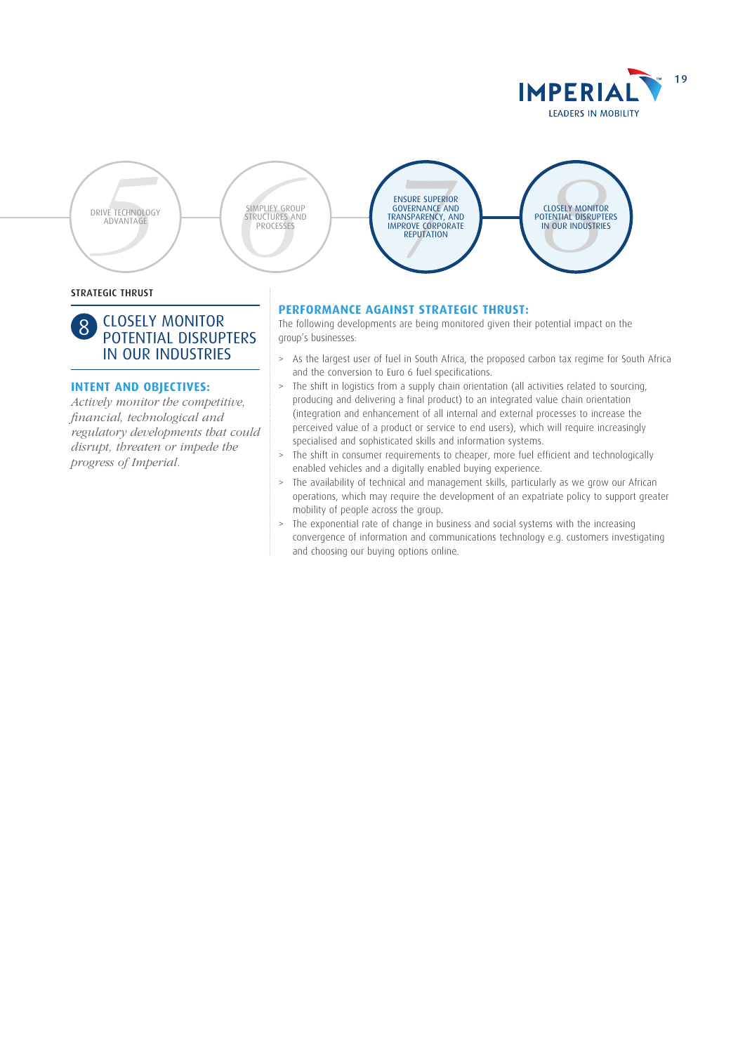DRIVE TECHNOLOGY ADVANTAGE

SIMPLIFY GROUP STRUCTURES AND PROCESSES

ENSURE SUPERIOR GOVERNANCE AND TRANSPARENCY, AND IMPROVE CORPORATE REPUTATION

CLOSELY MONITOR POTENTIAL DISRUPTERS IN OUR INDUSTRIES

STRATEGIC THRUST

## 8 CLOSELY MONITOR POTENTIAL DISRUPTERS IN OUR INDUSTRIES

### INTENT AND OBJECTIVES:

*Actively monitor the competitive, financial, technological and regulatory developments that could disrupt, threaten or impede the progress of Imperial.*

### PERFORMANCE AGAINST STRATEGIC THRUST:

The following developments are being monitored given their potential impact on the group's businesses:

- As the largest user of fuel in South Africa, the proposed carbon tax regime for South Africa and the conversion to Euro 6 fuel specifications.
- The shift in logistics from a supply chain orientation (all activities related to sourcing, producing and delivering a final product) to an integrated value chain orientation (integration and enhancement of all internal and external processes to increase the perceived value of a product or service to end users), which will require increasingly specialised and sophisticated skills and information systems.
- The shift in consumer requirements to cheaper, more fuel efficient and technologically enabled vehicles and a digitally enabled buying experience.
- The availability of technical and management skills, particularly as we grow our African operations, which may require the development of an expatriate policy to support greater mobility of people across the group.
- The exponential rate of change in business and social systems with the increasing convergence of information and communications technology e.g. customers investigating and choosing our buying options online.